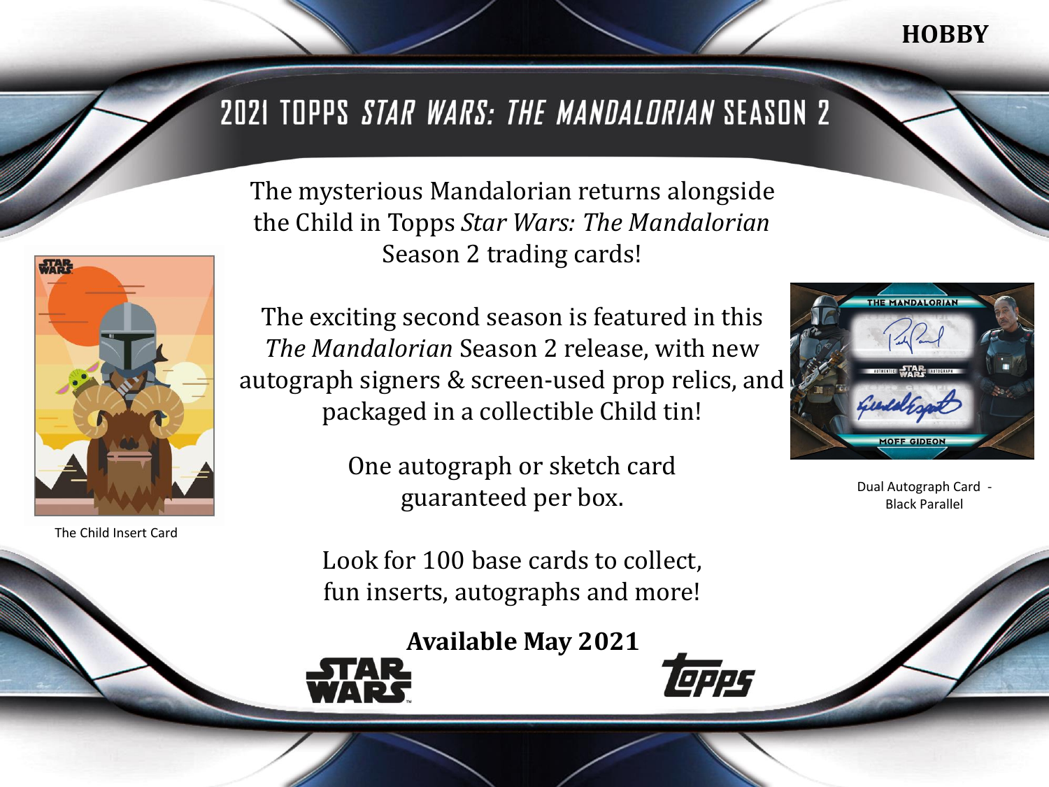HOBBY

# 2021 TOPPS *STAR WARS: THE MANDALORIAN* SEASON 2

The mysterious Mandalorian returns alongside the Child in Topps *Star Wars: The Mandalorian* Season 2 trading cards!

The exciting second season is featured in this *The Mandalorian* Season 2 release, with new autograph signers & screen-used prop relics, and packaged in a collectible Child tin!

One autograph or sketch card guaranteed per box.

Look for 100 base cards to collect, fun inserts, autographs and more!

The Child Insert Card

Dual Autograph Card - Black Parallel

**Available May 2021**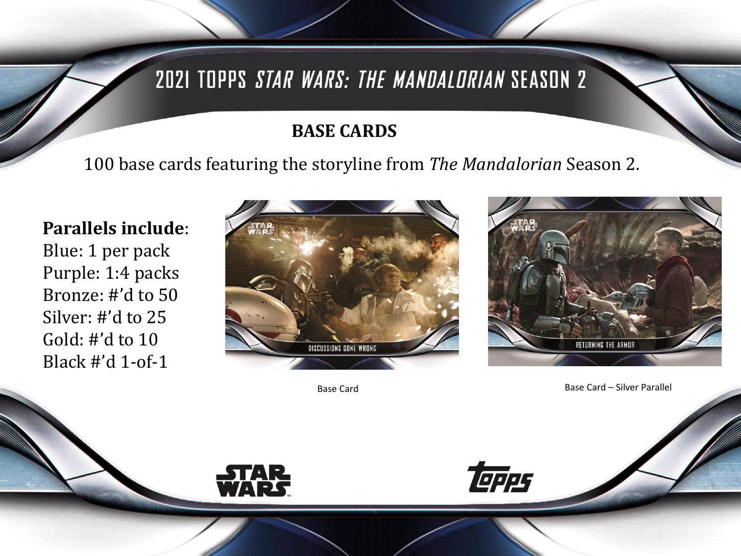# 2021 TOPPS *STAR WARS: THE MANDALORIAN* SEASON 2

## BASE CARDS

100 base cards featuring the storyline from *The Mandalorian* Season 2.

**Parallels include**:
Blue: 1 per pack
Purple: 1:4 packs
Bronze: #'d to 50
Silver: #'d to 25
Gold: #'d to 10
Black #'d 1-of-1

Base Card

Base Card – Silver Parallel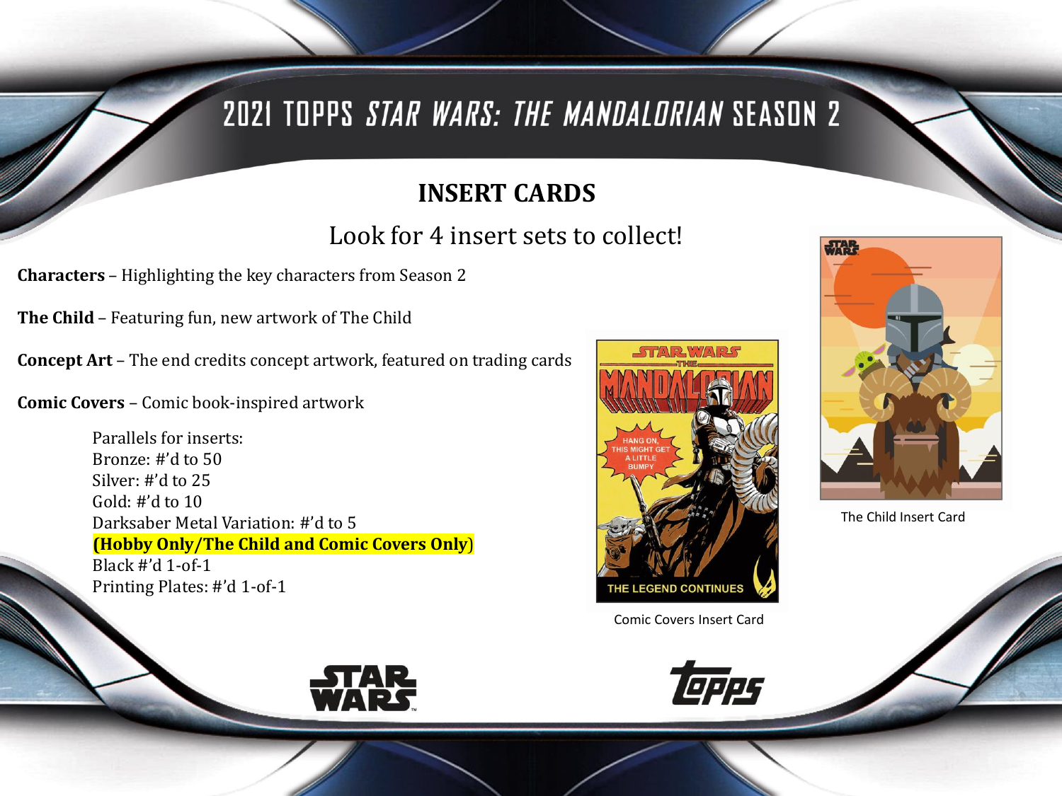# 2021 TOPPS *STAR WARS: THE MANDALORIAN* SEASON 2

## INSERT CARDS

Look for 4 insert sets to collect!

**Characters** – Highlighting the key characters from Season 2

**The Child** – Featuring fun, new artwork of The Child

**Concept Art** – The end credits concept artwork, featured on trading cards

**Comic Covers** – Comic book-inspired artwork

Parallels for inserts:
Bronze: #'d to 50
Silver: #'d to 25
Gold: #'d to 10
Darksaber Metal Variation: #'d to 5
**(Hobby Only/The Child and Comic Covers Only)**
Black #'d 1-of-1
Printing Plates: #'d 1-of-1

Comic Covers Insert Card

The Child Insert Card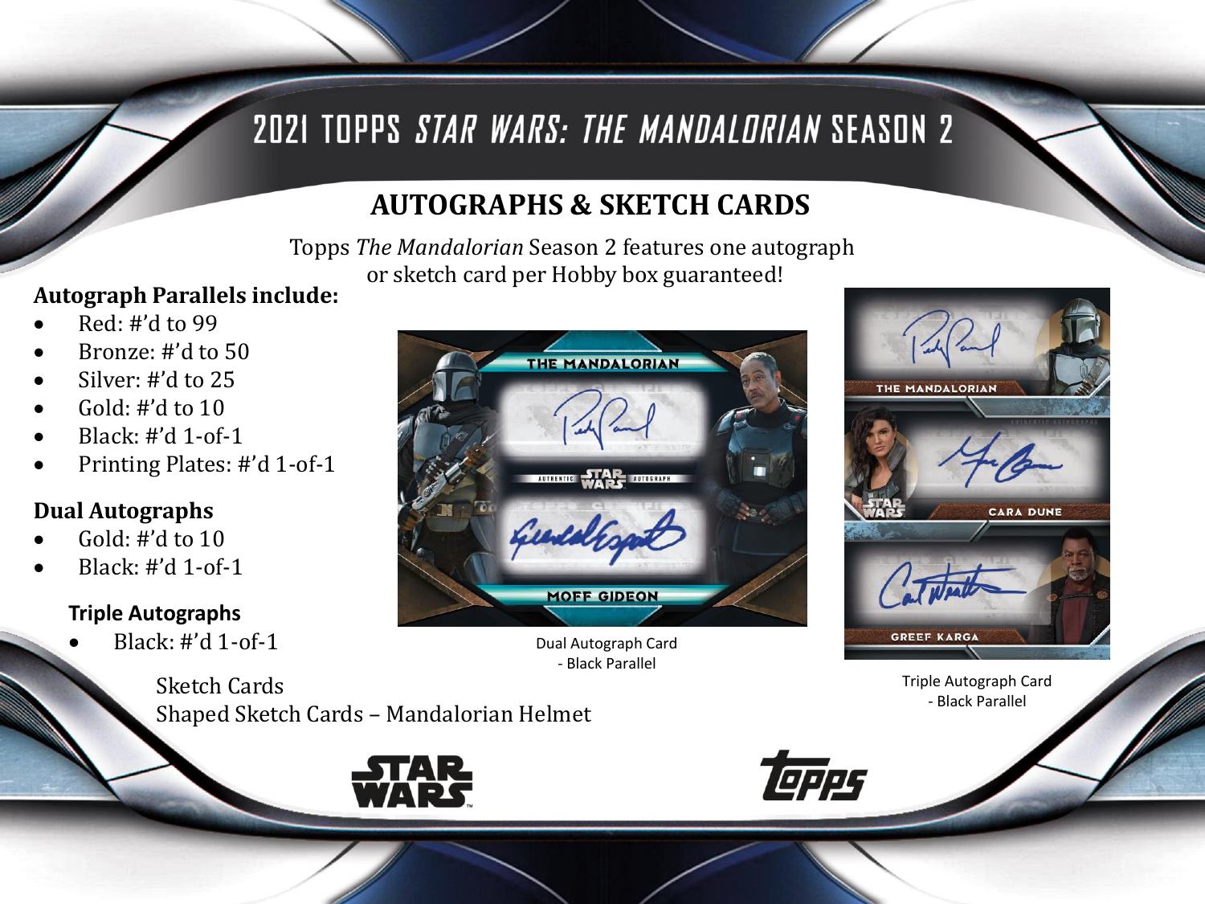# 2021 TOPPS *STAR WARS: THE MANDALORIAN* SEASON 2

## AUTOGRAPHS & SKETCH CARDS

Topps *The Mandalorian* Season 2 features one autograph or sketch card per Hobby box guaranteed!

**Autograph Parallels include:**

- Red: #'d to 99
- Bronze: #'d to 50
- Silver: #'d to 25
- Gold: #'d to 10
- Black: #'d 1-of-1
- Printing Plates: #'d 1-of-1

**Dual Autographs**

- Gold: #'d to 10
- Black: #'d 1-of-1

**Triple Autographs**

- Black: #'d 1-of-1

Sketch Cards

Shaped Sketch Cards – Mandalorian Helmet

Dual Autograph Card - Black Parallel

Triple Autograph Card - Black Parallel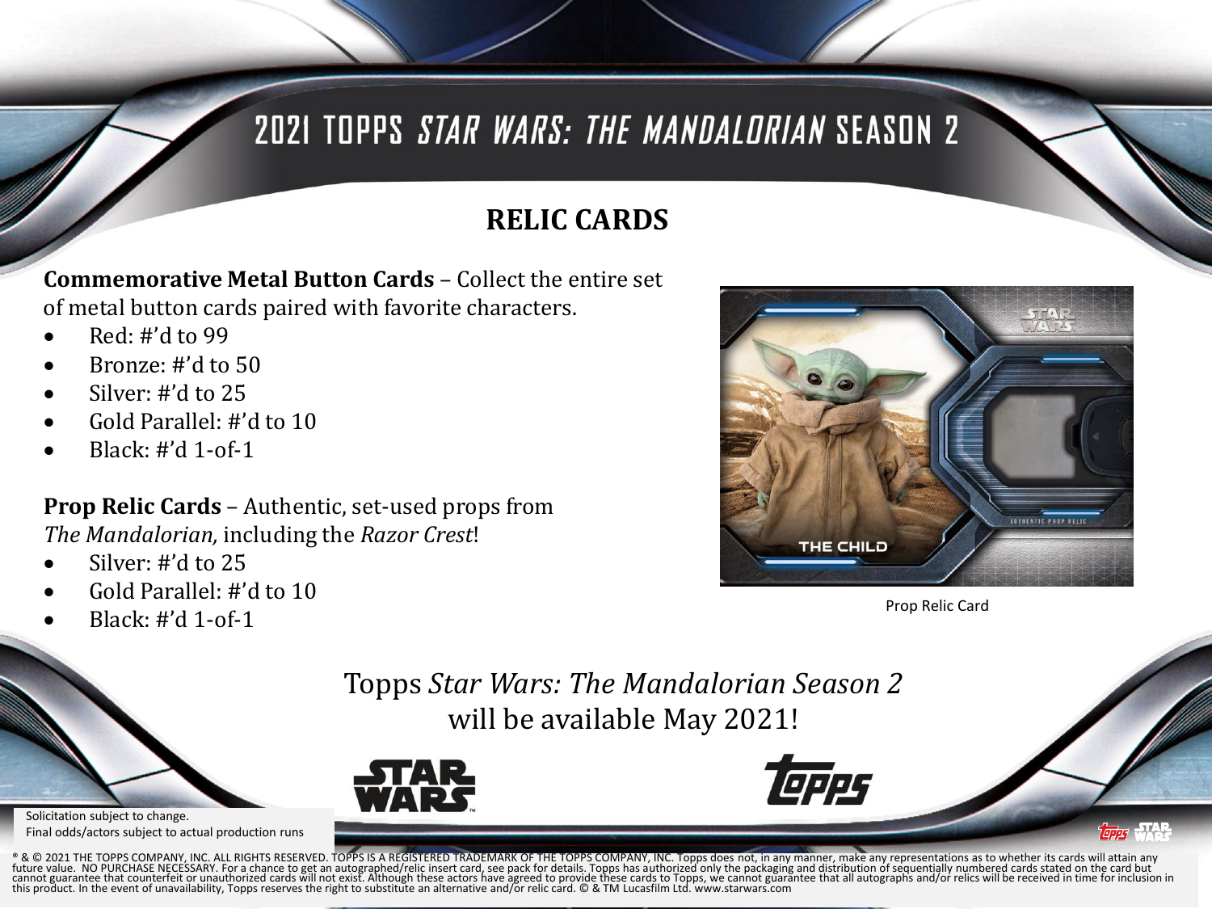# 2021 TOPPS *STAR WARS: THE MANDALORIAN* SEASON 2

## RELIC CARDS

**Commemorative Metal Button Cards** – Collect the entire set of metal button cards paired with favorite characters.

- Red: #'d to 99
- Bronze: #'d to 50
- Silver: #'d to 25
- Gold Parallel: #'d to 10
- Black: #'d 1-of-1

**Prop Relic Cards** – Authentic, set-used props from *The Mandalorian,* including the *Razor Crest*!

- Silver: #'d to 25
- Gold Parallel: #'d to 10
- Black: #'d 1-of-1

Prop Relic Card

Topps *Star Wars: The Mandalorian Season 2* will be available May 2021!

Solicitation subject to change.
Final odds/actors subject to actual production runs

® & © 2021 THE TOPPS COMPANY, INC. ALL RIGHTS RESERVED. TOPPS IS A REGISTERED TRADEMARK OF THE TOPPS COMPANY, INC. Topps does not, in any manner, make any representations as to whether its cards will attain any future value. NO PURCHASE NECESSARY. For a chance to get an autographed/relic insert card, see pack for details. Topps has authorized only the packaging and distribution of sequentially numbered cards stated on the card but cannot guarantee that counterfeit or unauthorized cards will not exist. Although these actors have agreed to provide these cards to Topps, we cannot guarantee that all autographs and/or relics will be received in time for inclusion in this product. In the event of unavailability, Topps reserves the right to substitute an alternative and/or relic card. © & TM Lucasfilm Ltd. www.starwars.com